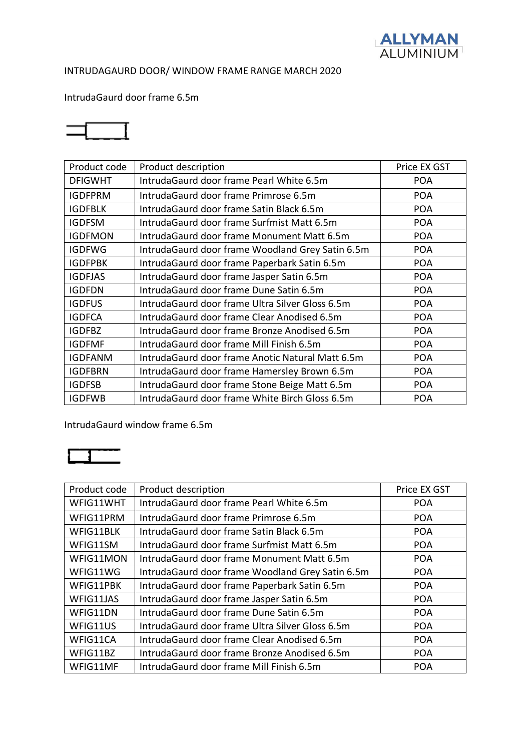ALLYMAN ALUMINIUM

INTRUDAGAURD DOOR/ WINDOW FRAME RANGE MARCH 2020

IntrudaGaurd door frame 6.5m

| Product code | Product description | Price EX GST |
|---|---|---|
| DFIGWHT | IntrudaGaurd door frame Pearl White 6.5m | POA |
| IGDFPRM | IntrudaGaurd door frame Primrose 6.5m | POA |
| IGDFBLK | IntrudaGaurd door frame Satin Black 6.5m | POA |
| IGDFSM | IntrudaGaurd door frame Surfmist Matt 6.5m | POA |
| IGDFMON | IntrudaGaurd door frame Monument Matt 6.5m | POA |
| IGDFWG | IntrudaGaurd door frame Woodland Grey Satin 6.5m | POA |
| IGDFPBK | IntrudaGaurd door frame Paperbark Satin 6.5m | POA |
| IGDFJAS | IntrudaGaurd door frame Jasper Satin 6.5m | POA |
| IGDFDN | IntrudaGaurd door frame Dune Satin 6.5m | POA |
| IGDFUS | IntrudaGaurd door frame Ultra Silver Gloss 6.5m | POA |
| IGDFCA | IntrudaGaurd door frame Clear Anodised 6.5m | POA |
| IGDFBZ | IntrudaGaurd door frame Bronze Anodised 6.5m | POA |
| IGDFMF | IntrudaGaurd door frame Mill Finish 6.5m | POA |
| IGDFANM | IntrudaGaurd door frame Anotic Natural Matt 6.5m | POA |
| IGDFBRN | IntrudaGaurd door frame Hamersley Brown 6.5m | POA |
| IGDFSB | IntrudaGaurd door frame Stone Beige Matt 6.5m | POA |
| IGDFWB | IntrudaGaurd door frame White Birch Gloss 6.5m | POA |

IntrudaGaurd window frame 6.5m

| Product code | Product description | Price EX GST |
|---|---|---|
| WFIG11WHT | IntrudaGaurd door frame Pearl White 6.5m | POA |
| WFIG11PRM | IntrudaGaurd door frame Primrose 6.5m | POA |
| WFIG11BLK | IntrudaGaurd door frame Satin Black 6.5m | POA |
| WFIG11SM | IntrudaGaurd door frame Surfmist Matt 6.5m | POA |
| WFIG11MON | IntrudaGaurd door frame Monument Matt 6.5m | POA |
| WFIG11WG | IntrudaGaurd door frame Woodland Grey Satin 6.5m | POA |
| WFIG11PBK | IntrudaGaurd door frame Paperbark Satin 6.5m | POA |
| WFIG11JAS | IntrudaGaurd door frame Jasper Satin 6.5m | POA |
| WFIG11DN | IntrudaGaurd door frame Dune Satin 6.5m | POA |
| WFIG11US | IntrudaGaurd door frame Ultra Silver Gloss 6.5m | POA |
| WFIG11CA | IntrudaGaurd door frame Clear Anodised 6.5m | POA |
| WFIG11BZ | IntrudaGaurd door frame Bronze Anodised 6.5m | POA |
| WFIG11MF | IntrudaGaurd door frame Mill Finish 6.5m | POA |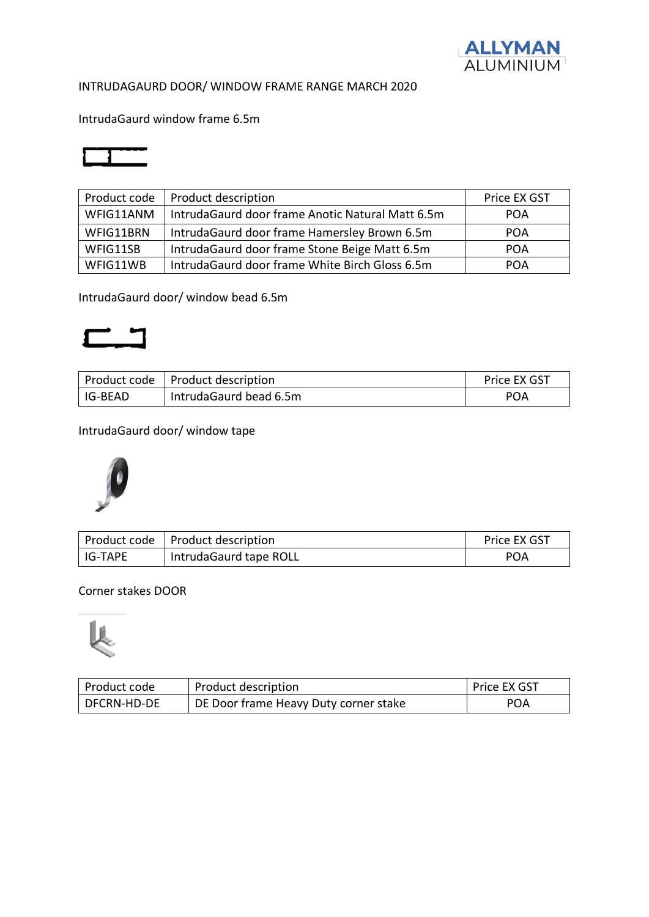INTRUDAGAURD DOOR/ WINDOW FRAME RANGE MARCH 2020

IntrudaGaurd window frame 6.5m

| Product code | Product description | Price EX GST |
|---|---|---|
| WFIG11ANM | IntrudaGaurd door frame Anotic Natural Matt 6.5m | POA |
| WFIG11BRN | IntrudaGaurd door frame Hamersley Brown 6.5m | POA |
| WFIG11SB | IntrudaGaurd door frame Stone Beige Matt 6.5m | POA |
| WFIG11WB | IntrudaGaurd door frame White Birch Gloss 6.5m | POA |

IntrudaGaurd door/ window bead 6.5m

| Product code | Product description | Price EX GST |
|---|---|---|
| IG-BEAD | IntrudaGaurd bead 6.5m | POA |

IntrudaGaurd door/ window tape

| Product code | Product description | Price EX GST |
|---|---|---|
| IG-TAPE | IntrudaGaurd tape ROLL | POA |

Corner stakes DOOR

| Product code | Product description | Price EX GST |
|---|---|---|
| DFCRN-HD-DE | DE Door frame Heavy Duty corner stake | POA |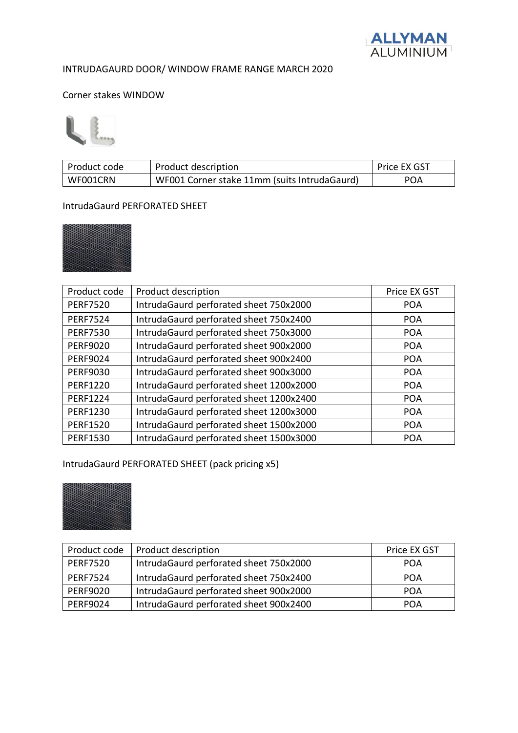# INTRUDAGAURD DOOR/ WINDOW FRAME RANGE MARCH 2020

## Corner stakes WINDOW

| Product code | Product description | Price EX GST |
|---|---|---|
| WF001CRN | WF001 Corner stake 11mm (suits IntrudaGaurd) | POA |

## IntrudaGaurd PERFORATED SHEET

| Product code | Product description | Price EX GST |
|---|---|---|
| PERF7520 | IntrudaGaurd perforated sheet 750x2000 | POA |
| PERF7524 | IntrudaGaurd perforated sheet 750x2400 | POA |
| PERF7530 | IntrudaGaurd perforated sheet 750x3000 | POA |
| PERF9020 | IntrudaGaurd perforated sheet 900x2000 | POA |
| PERF9024 | IntrudaGaurd perforated sheet 900x2400 | POA |
| PERF9030 | IntrudaGaurd perforated sheet 900x3000 | POA |
| PERF1220 | IntrudaGaurd perforated sheet 1200x2000 | POA |
| PERF1224 | IntrudaGaurd perforated sheet 1200x2400 | POA |
| PERF1230 | IntrudaGaurd perforated sheet 1200x3000 | POA |
| PERF1520 | IntrudaGaurd perforated sheet 1500x2000 | POA |
| PERF1530 | IntrudaGaurd perforated sheet 1500x3000 | POA |

## IntrudaGaurd PERFORATED SHEET (pack pricing x5)

| Product code | Product description | Price EX GST |
|---|---|---|
| PERF7520 | IntrudaGaurd perforated sheet 750x2000 | POA |
| PERF7524 | IntrudaGaurd perforated sheet 750x2400 | POA |
| PERF9020 | IntrudaGaurd perforated sheet 900x2000 | POA |
| PERF9024 | IntrudaGaurd perforated sheet 900x2400 | POA |